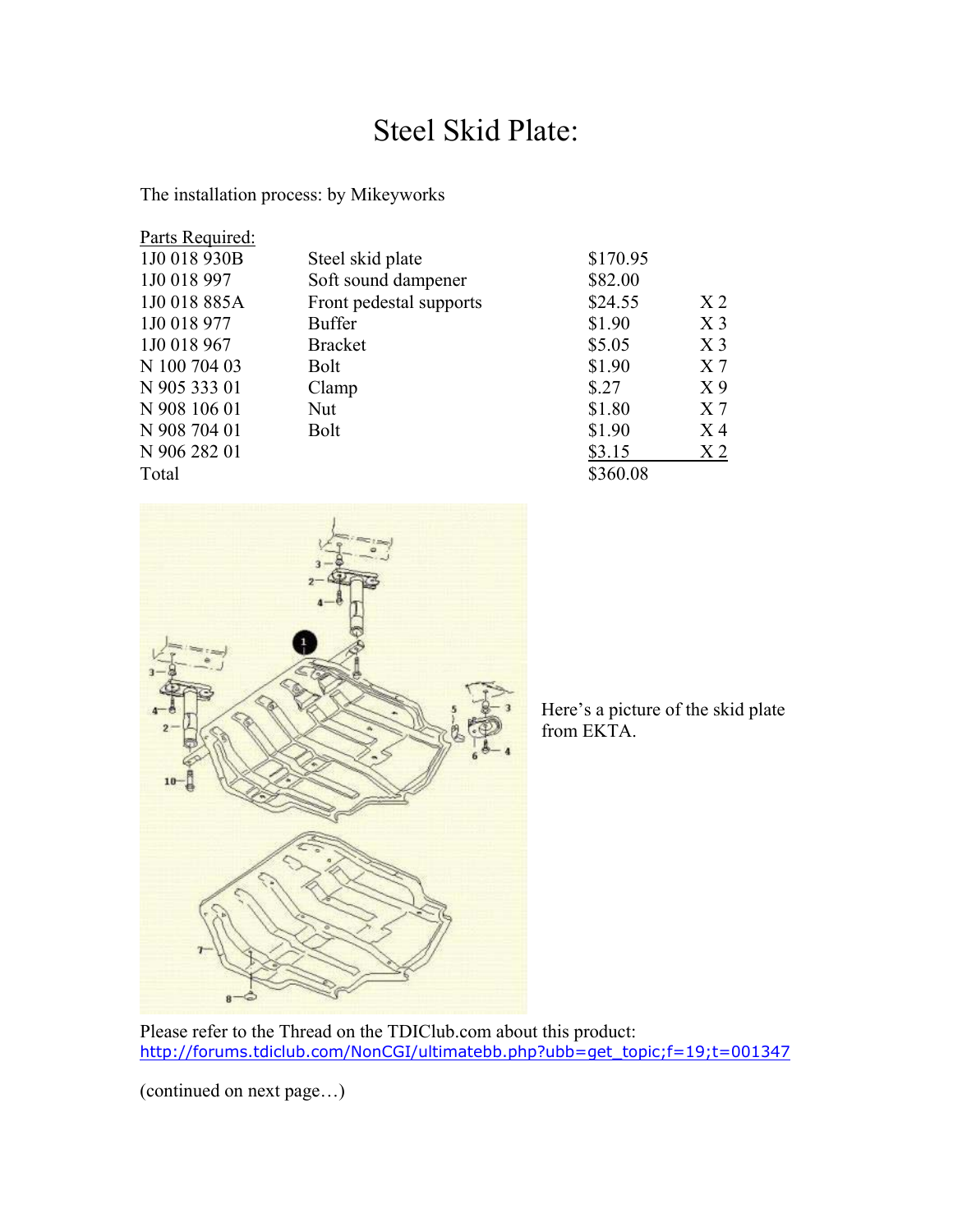# Steel Skid Plate:

The installation process: by Mikeyworks

Parts Required:

| Part Number | Description | Price | Qty |
|---|---|---|---|
| 1J0 018 930B | Steel skid plate | $170.95 | |
| 1J0 018 997 | Soft sound dampener | $82.00 | |
| 1J0 018 885A | Front pedestal supports | $24.55 | X 2 |
| 1J0 018 977 | Buffer | $1.90 | X 3 |
| 1J0 018 967 | Bracket | $5.05 | X 3 |
| N 100 704 03 | Bolt | $1.90 | X 7 |
| N 905 333 01 | Clamp | $.27 | X 9 |
| N 908 106 01 | Nut | $1.80 | X 7 |
| N 908 704 01 | Bolt | $1.90 | X 4 |
| N 906 282 01 | | $3.15 | X 2 |
| Total | | $360.08 | |

Here's a picture of the skid plate from EKTA.

Please refer to the Thread on the TDIClub.com about this product:
http://forums.tdiclub.com/NonCGI/ultimatebb.php?ubb=get_topic;f=19;t=001347

(continued on next page…)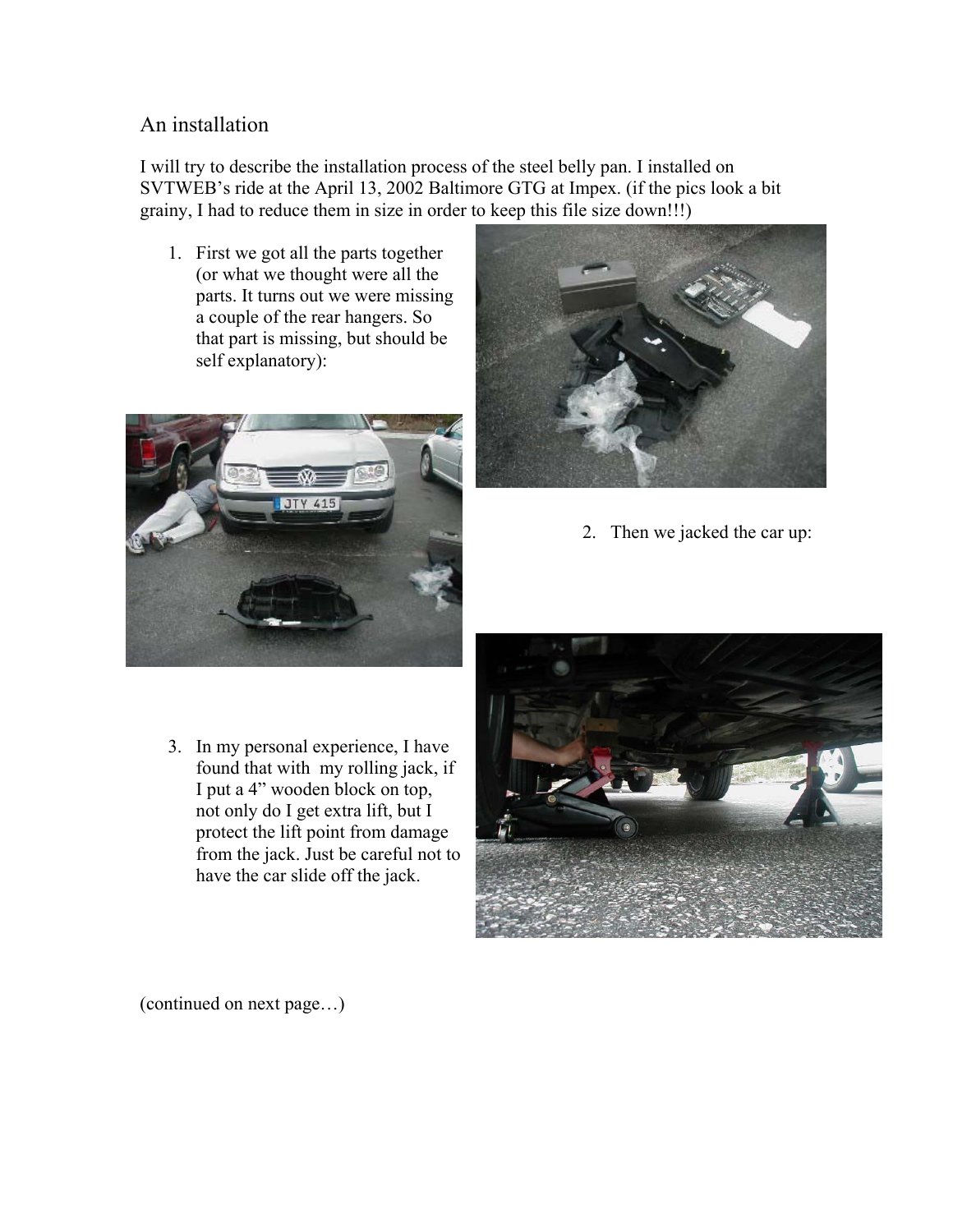## An installation

I will try to describe the installation process of the steel belly pan. I installed on SVTWEB's ride at the April 13, 2002 Baltimore GTG at Impex. (if the pics look a bit grainy, I had to reduce them in size in order to keep this file size down!!!)

1. First we got all the parts together (or what we thought were all the parts. It turns out we were missing a couple of the rear hangers. So that part is missing, but should be self explanatory):

2. Then we jacked the car up:

3. In my personal experience, I have found that with my rolling jack, if I put a 4" wooden block on top, not only do I get extra lift, but I protect the lift point from damage from the jack. Just be careful not to have the car slide off the jack.

(continued on next page…)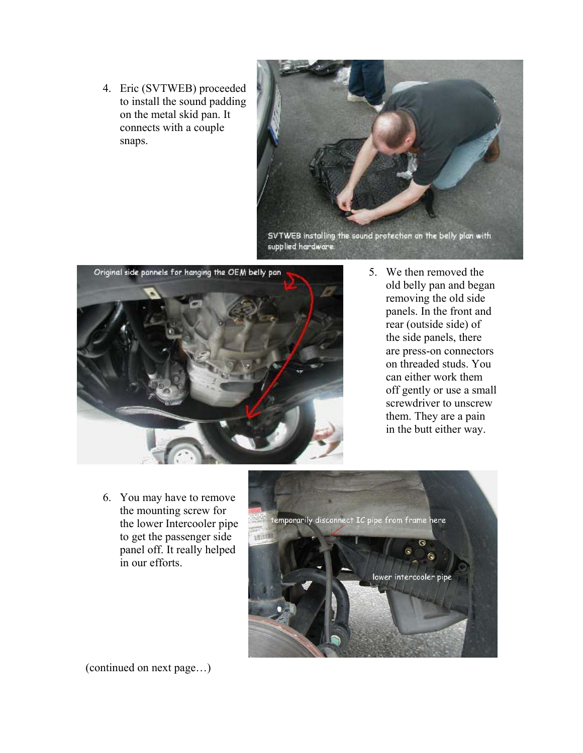4. Eric (SVTWEB) proceeded to install the sound padding on the metal skid pan. It connects with a couple snaps.

SVTWEB installing the sound protection on the belly plan with supplied hardware.

Original side pannels for hanging the OEM belly pan

5. We then removed the old belly pan and began removing the old side panels. In the front and rear (outside side) of the side panels, there are press-on connectors on threaded studs. You can either work them off gently or use a small screwdriver to unscrew them. They are a pain in the butt either way.

6. You may have to remove the mounting screw for the lower Intercooler pipe to get the passenger side panel off. It really helped in our efforts.

temporarily disconnect IC pipe from frame here

lower intercooler pipe

(continued on next page…)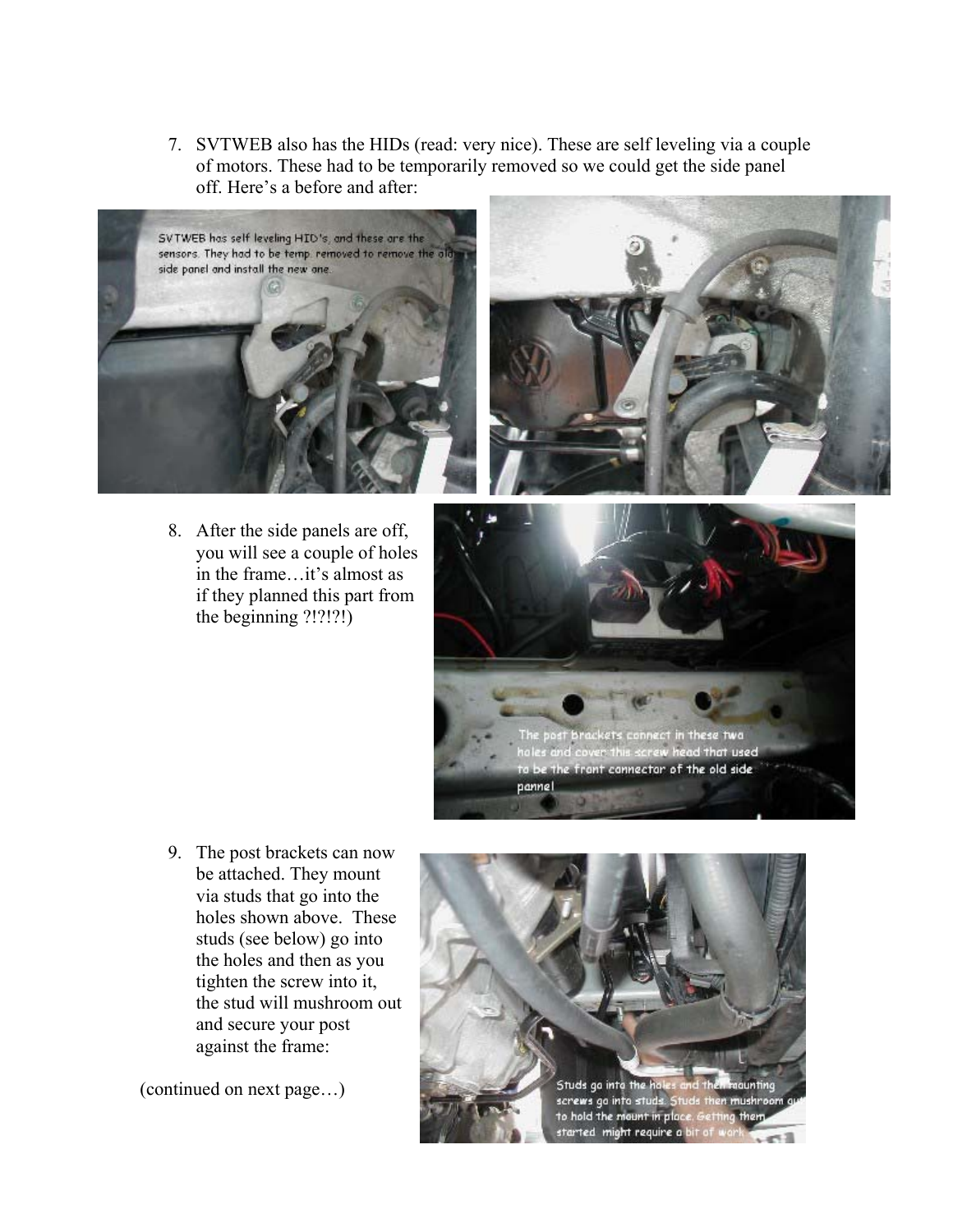7. SVTWEB also has the HIDs (read: very nice). These are self leveling via a couple of motors. These had to be temporarily removed so we could get the side panel off. Here's a before and after:

8. After the side panels are off, you will see a couple of holes in the frame…it's almost as if they planned this part from the beginning ?!?!?!)

9. The post brackets can now be attached. They mount via studs that go into the holes shown above. These studs (see below) go into the holes and then as you tighten the screw into it, the stud will mushroom out and secure your post against the frame:

(continued on next page…)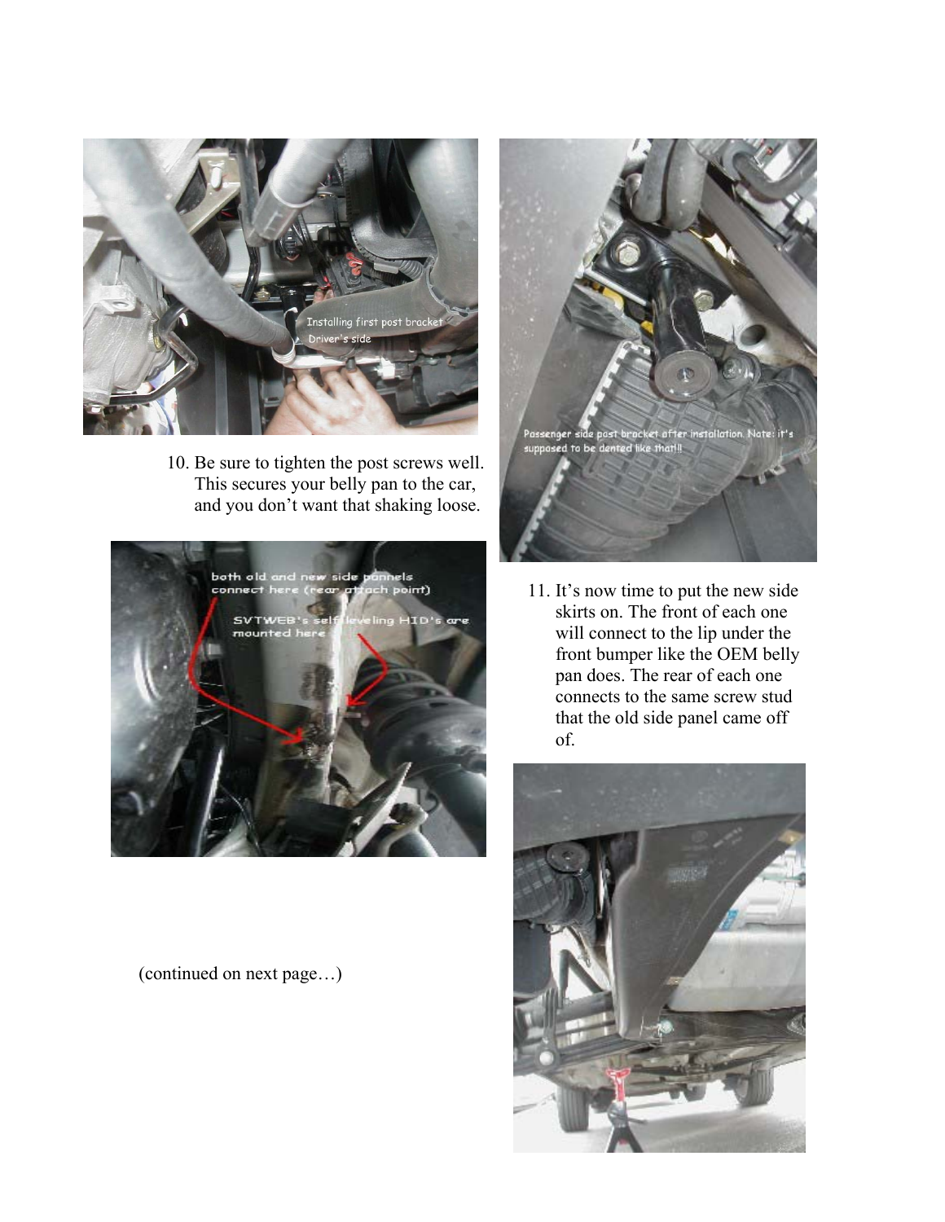10. Be sure to tighten the post screws well. This secures your belly pan to the car, and you don't want that shaking loose.

11. It's now time to put the new side skirts on. The front of each one will connect to the lip under the front bumper like the OEM belly pan does. The rear of each one connects to the same screw stud that the old side panel came off of.

(continued on next page…)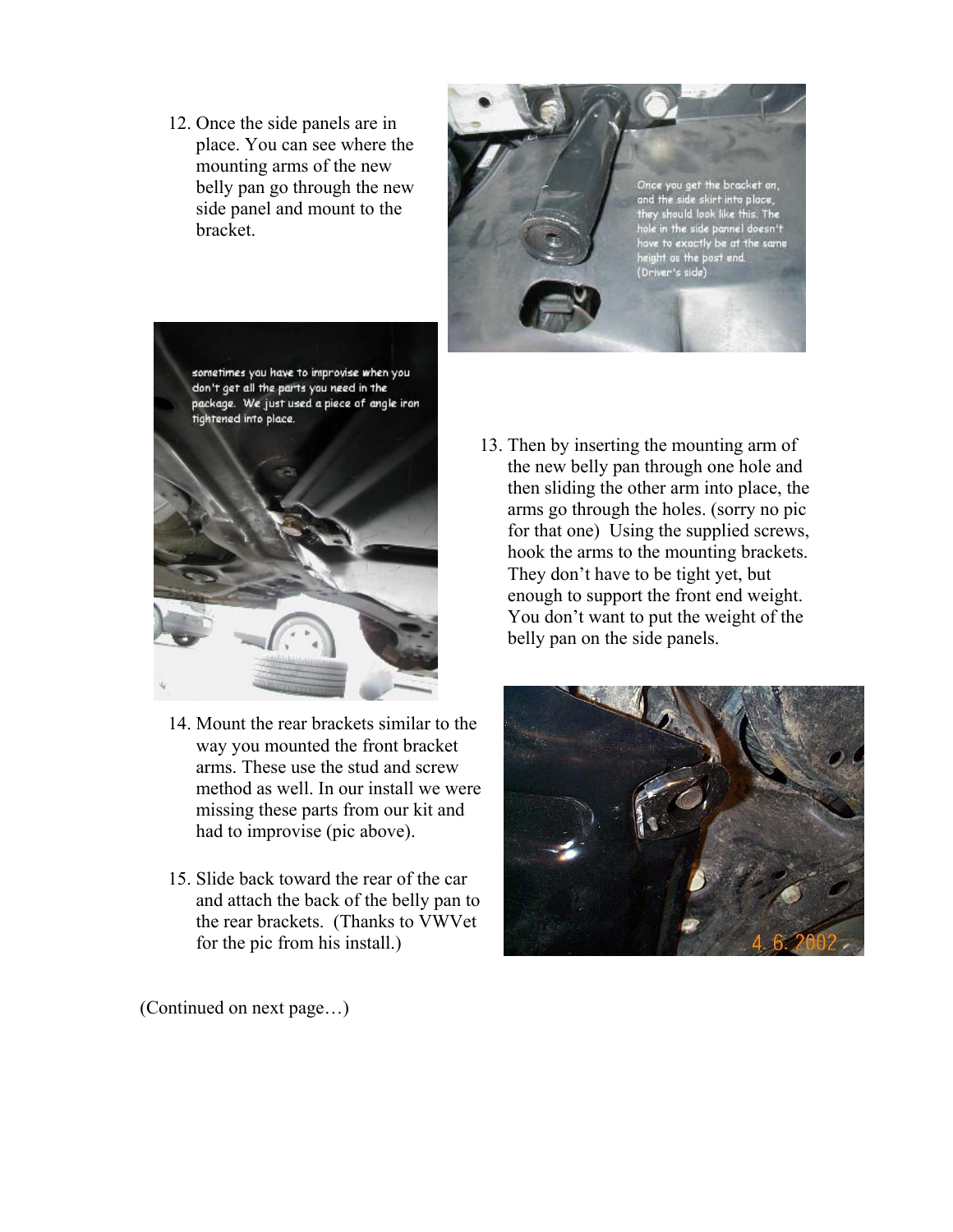12. Once the side panels are in place. You can see where the mounting arms of the new belly pan go through the new side panel and mount to the bracket.

13. Then by inserting the mounting arm of the new belly pan through one hole and then sliding the other arm into place, the arms go through the holes. (sorry no pic for that one) Using the supplied screws, hook the arms to the mounting brackets. They don't have to be tight yet, but enough to support the front end weight. You don't want to put the weight of the belly pan on the side panels.

14. Mount the rear brackets similar to the way you mounted the front bracket arms. These use the stud and screw method as well. In our install we were missing these parts from our kit and had to improvise (pic above).

15. Slide back toward the rear of the car and attach the back of the belly pan to the rear brackets. (Thanks to VWVet for the pic from his install.)

(Continued on next page…)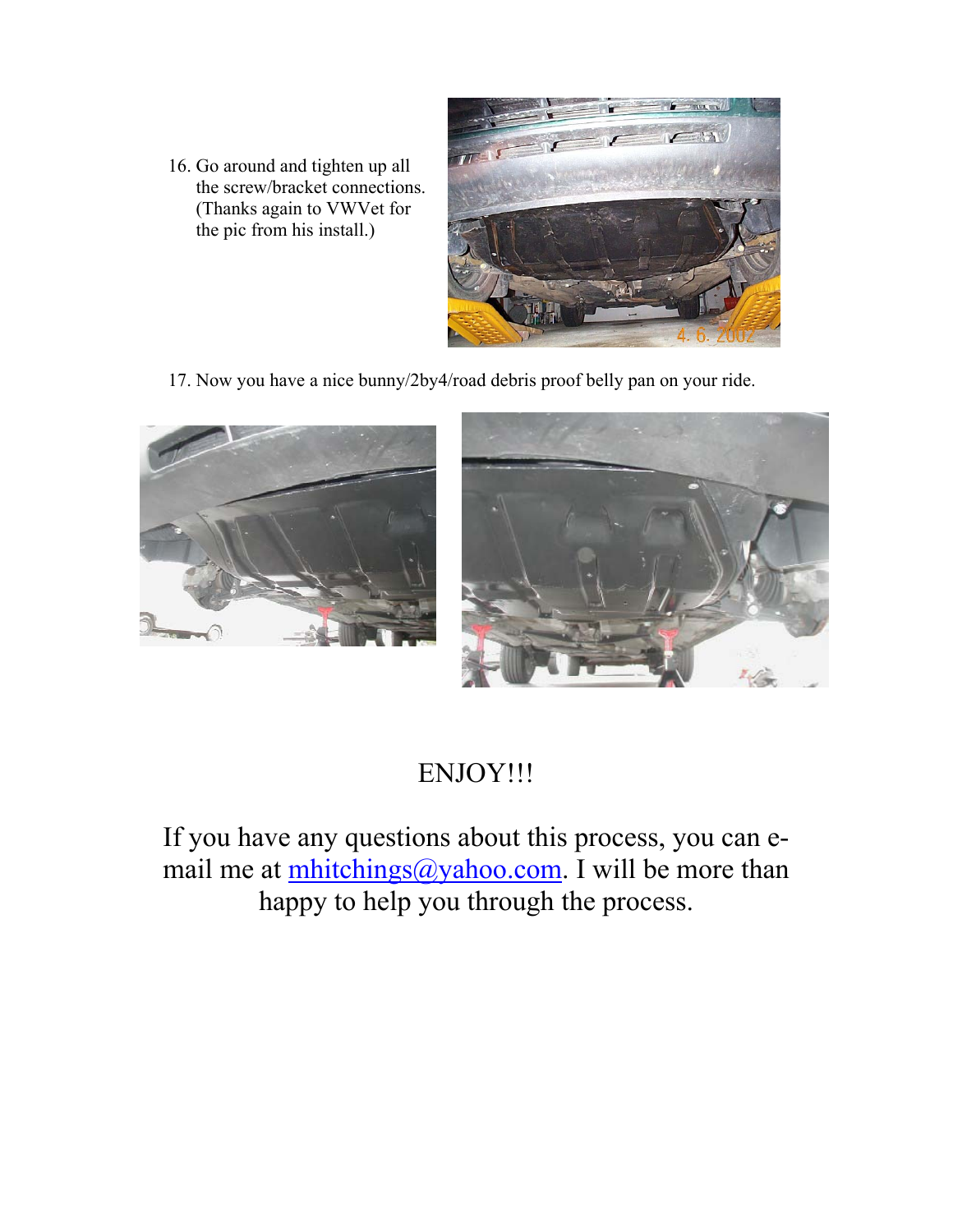16. Go around and tighten up all the screw/bracket connections. (Thanks again to VWVet for the pic from his install.)

17. Now you have a nice bunny/2by4/road debris proof belly pan on your ride.

ENJOY!!!

If you have any questions about this process, you can e-mail me at [mhitchings@yahoo.com](mailto:mhitchings@yahoo.com). I will be more than happy to help you through the process.